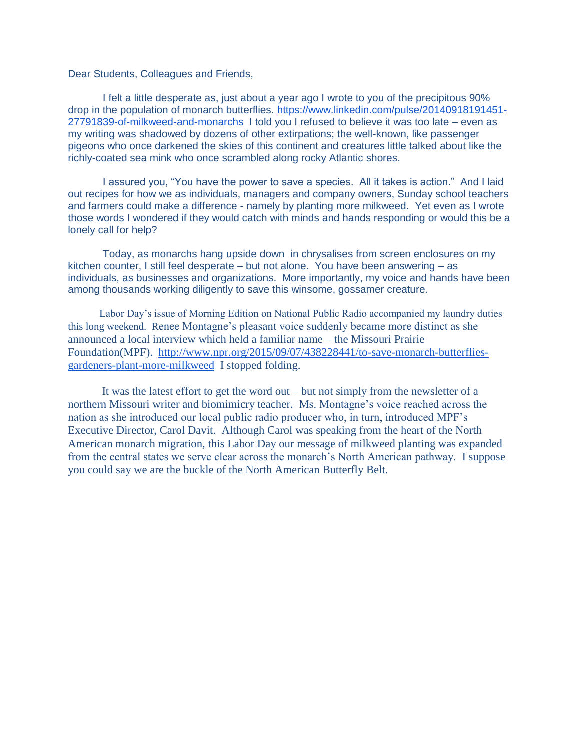Dear Students, Colleagues and Friends,

I felt a little desperate as, just about a year ago I wrote to you of the precipitous 90% drop in the population of monarch butterflies. https://www.linkedin.com/pulse/20140918191451-27791839-of-milkweed-and-monarchs I told you I refused to believe it was too late – even as my writing was shadowed by dozens of other extirpations; the well-known, like passenger pigeons who once darkened the skies of this continent and creatures little talked about like the richly-coated sea mink who once scrambled along rocky Atlantic shores.

I assured you, "You have the power to save a species. All it takes is action." And I laid out recipes for how we as individuals, managers and company owners, Sunday school teachers and farmers could make a difference - namely by planting more milkweed. Yet even as I wrote those words I wondered if they would catch with minds and hands responding or would this be a lonely call for help?

Today, as monarchs hang upside down in chrysalises from screen enclosures on my kitchen counter, I still feel desperate – but not alone. You have been answering – as individuals, as businesses and organizations. More importantly, my voice and hands have been among thousands working diligently to save this winsome, gossamer creature.

Labor Day's issue of Morning Edition on National Public Radio accompanied my laundry duties this long weekend. Renee Montagne's pleasant voice suddenly became more distinct as she announced a local interview which held a familiar name – the Missouri Prairie Foundation(MPF). http://www.npr.org/2015/09/07/438228441/to-save-monarch-butterflies-gardeners-plant-more-milkweed I stopped folding.

It was the latest effort to get the word out – but not simply from the newsletter of a northern Missouri writer and biomimicry teacher. Ms. Montagne's voice reached across the nation as she introduced our local public radio producer who, in turn, introduced MPF's Executive Director, Carol Davit. Although Carol was speaking from the heart of the North American monarch migration, this Labor Day our message of milkweed planting was expanded from the central states we serve clear across the monarch's North American pathway. I suppose you could say we are the buckle of the North American Butterfly Belt.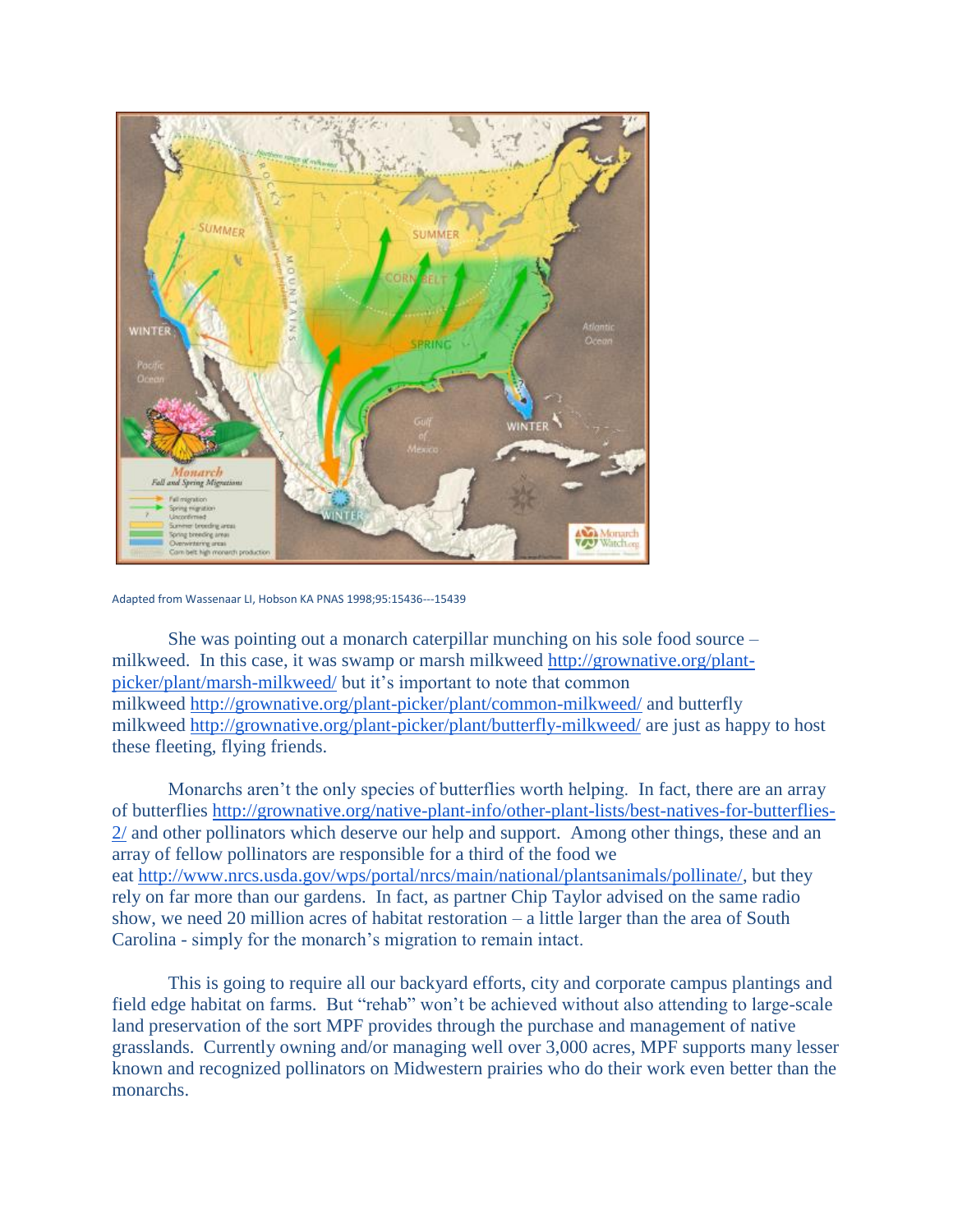Adapted from Wassenaar LI, Hobson KA PNAS 1998;95:15436---15439

She was pointing out a monarch caterpillar munching on his sole food source – milkweed. In this case, it was swamp or marsh milkweed http://grownative.org/plant-picker/plant/marsh-milkweed/ but it's important to note that common milkweed http://grownative.org/plant-picker/plant/common-milkweed/ and butterfly milkweed http://grownative.org/plant-picker/plant/butterfly-milkweed/ are just as happy to host these fleeting, flying friends.

Monarchs aren't the only species of butterflies worth helping. In fact, there are an array of butterflies http://grownative.org/native-plant-info/other-plant-lists/best-natives-for-butterflies-2/ and other pollinators which deserve our help and support. Among other things, these and an array of fellow pollinators are responsible for a third of the food we eat http://www.nrcs.usda.gov/wps/portal/nrcs/main/national/plantsanimals/pollinate/, but they rely on far more than our gardens. In fact, as partner Chip Taylor advised on the same radio show, we need 20 million acres of habitat restoration – a little larger than the area of South Carolina - simply for the monarch's migration to remain intact.

This is going to require all our backyard efforts, city and corporate campus plantings and field edge habitat on farms. But "rehab" won't be achieved without also attending to large-scale land preservation of the sort MPF provides through the purchase and management of native grasslands. Currently owning and/or managing well over 3,000 acres, MPF supports many lesser known and recognized pollinators on Midwestern prairies who do their work even better than the monarchs.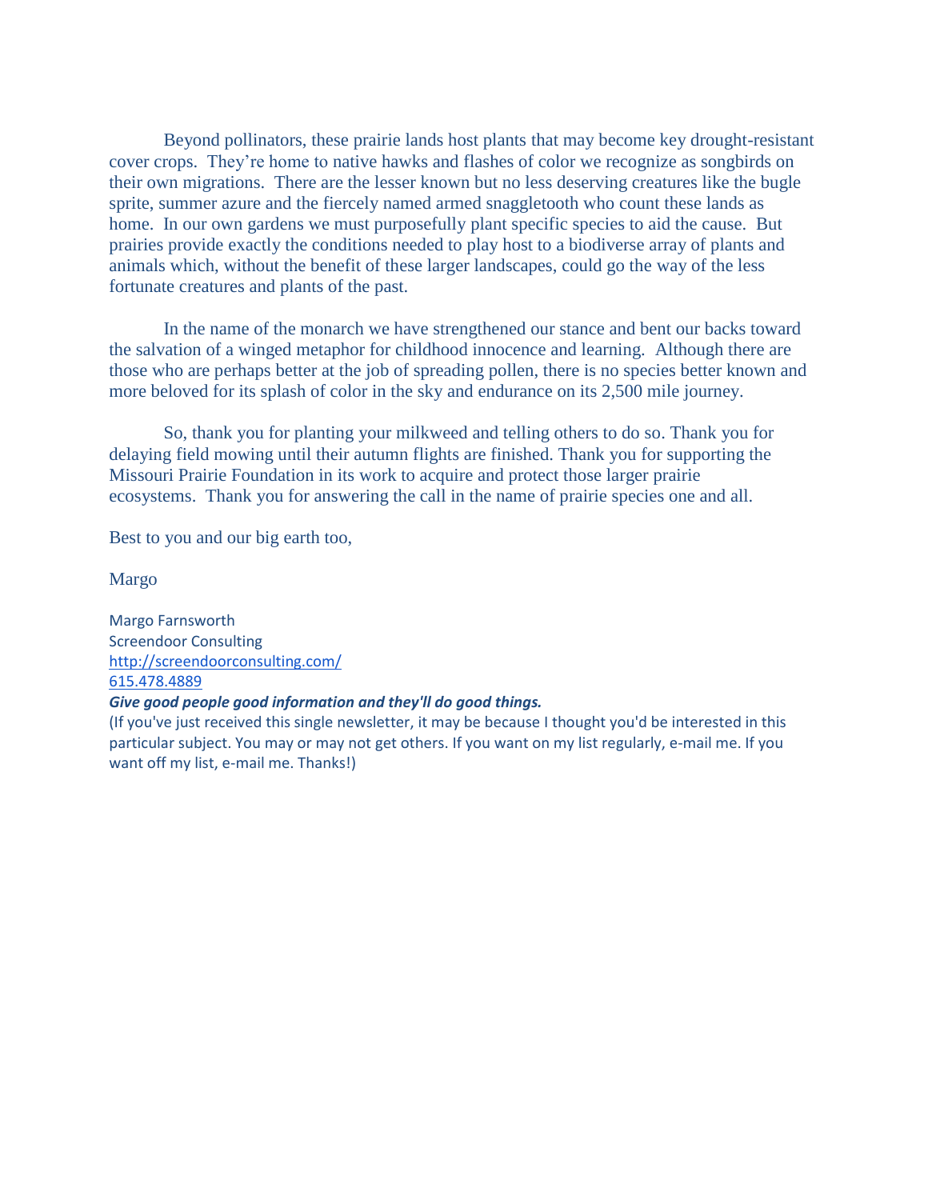Beyond pollinators, these prairie lands host plants that may become key drought-resistant cover crops. They're home to native hawks and flashes of color we recognize as songbirds on their own migrations. There are the lesser known but no less deserving creatures like the bugle sprite, summer azure and the fiercely named armed snaggletooth who count these lands as home. In our own gardens we must purposefully plant specific species to aid the cause. But prairies provide exactly the conditions needed to play host to a biodiverse array of plants and animals which, without the benefit of these larger landscapes, could go the way of the less fortunate creatures and plants of the past.

In the name of the monarch we have strengthened our stance and bent our backs toward the salvation of a winged metaphor for childhood innocence and learning. Although there are those who are perhaps better at the job of spreading pollen, there is no species better known and more beloved for its splash of color in the sky and endurance on its 2,500 mile journey.

So, thank you for planting your milkweed and telling others to do so. Thank you for delaying field mowing until their autumn flights are finished. Thank you for supporting the Missouri Prairie Foundation in its work to acquire and protect those larger prairie ecosystems. Thank you for answering the call in the name of prairie species one and all.

Best to you and our big earth too,

Margo

Margo Farnsworth
Screendoor Consulting
[http://screendoorconsulting.com/](http://screendoorconsulting.com/)
615.478.4889
***Give good people good information and they'll do good things.***
(If you've just received this single newsletter, it may be because I thought you'd be interested in this particular subject. You may or may not get others. If you want on my list regularly, e-mail me. If you want off my list, e-mail me. Thanks!)